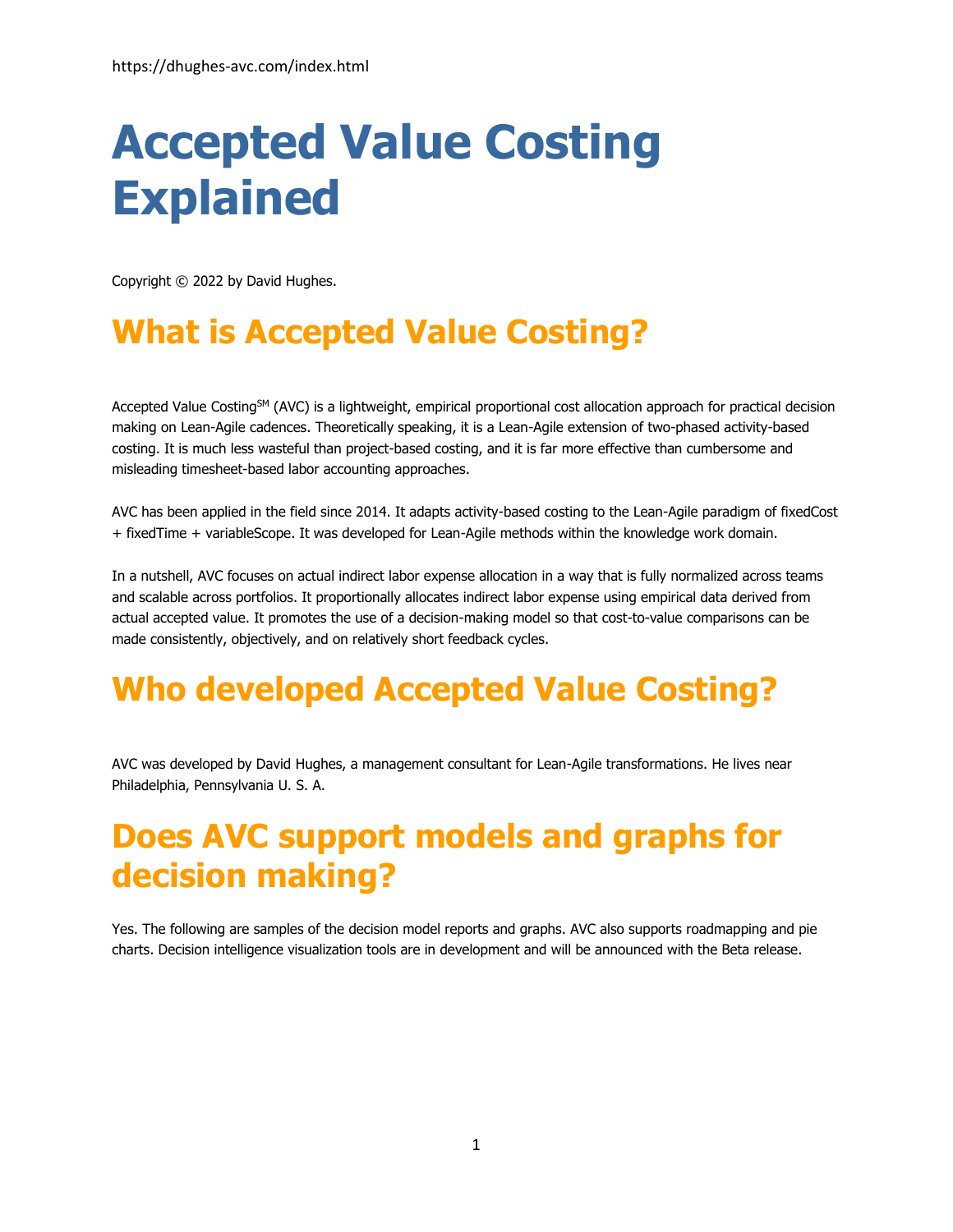https://dhughes-avc.com/index.html

# Accepted Value Costing Explained

Copyright © 2022 by David Hughes.

## What is Accepted Value Costing?

Accepted Value Costing[SM] (AVC) is a lightweight, empirical proportional cost allocation approach for practical decision making on Lean-Agile cadences. Theoretically speaking, it is a Lean-Agile extension of two-phased activity-based costing. It is much less wasteful than project-based costing, and it is far more effective than cumbersome and misleading timesheet-based labor accounting approaches.

AVC has been applied in the field since 2014. It adapts activity-based costing to the Lean-Agile paradigm of fixedCost + fixedTime + variableScope. It was developed for Lean-Agile methods within the knowledge work domain.

In a nutshell, AVC focuses on actual indirect labor expense allocation in a way that is fully normalized across teams and scalable across portfolios. It proportionally allocates indirect labor expense using empirical data derived from actual accepted value. It promotes the use of a decision-making model so that cost-to-value comparisons can be made consistently, objectively, and on relatively short feedback cycles.

## Who developed Accepted Value Costing?

AVC was developed by David Hughes, a management consultant for Lean-Agile transformations. He lives near Philadelphia, Pennsylvania U. S. A.

## Does AVC support models and graphs for decision making?

Yes. The following are samples of the decision model reports and graphs. AVC also supports roadmapping and pie charts. Decision intelligence visualization tools are in development and will be announced with the Beta release.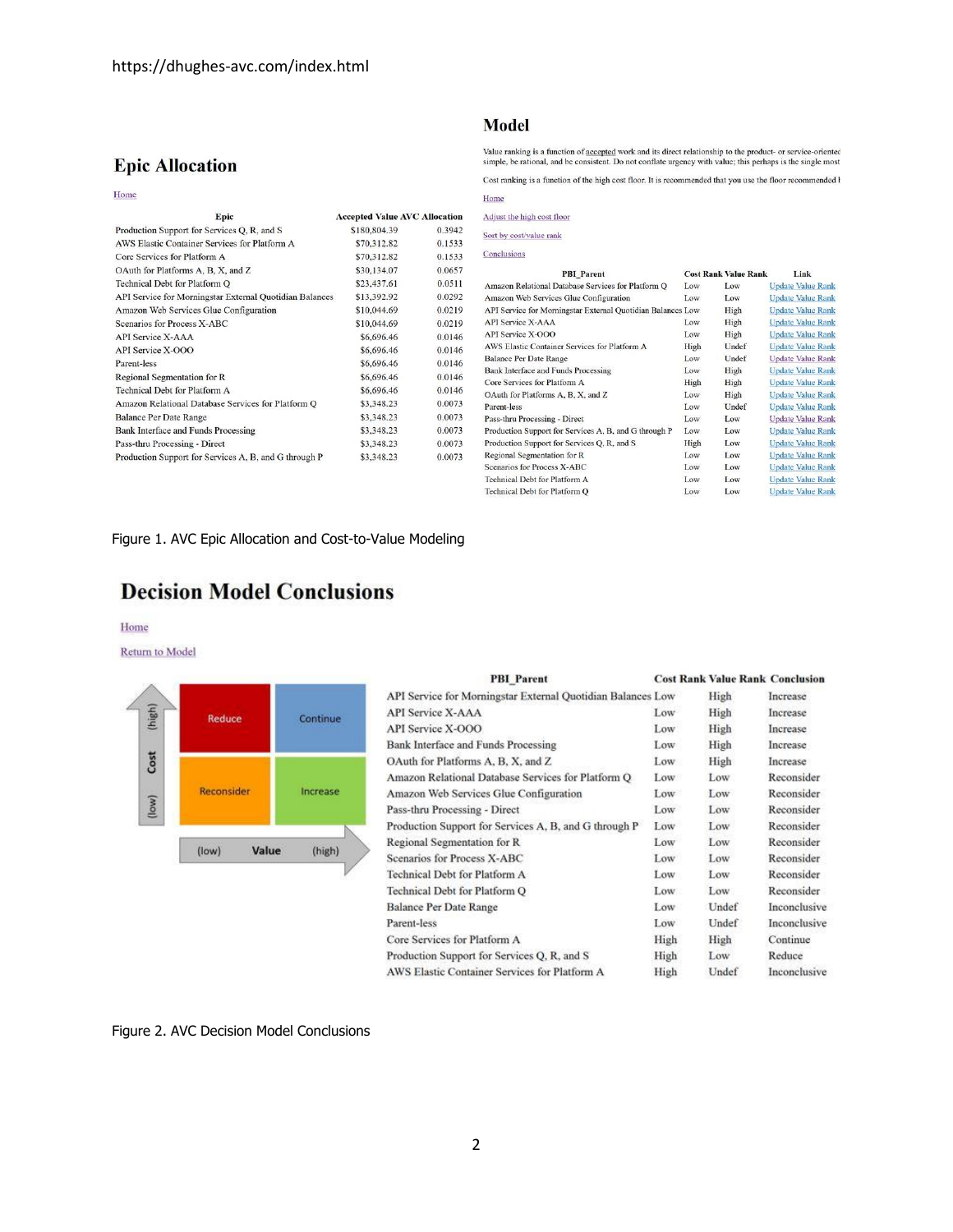https://dhughes-avc.com/index.html

## Epic Allocation

Home

| Epic | Accepted Value | AVC Allocation |
|---|---|---|
| Production Support for Services Q, R, and S | $180,804.39 | 0.3942 |
| AWS Elastic Container Services for Platform A | $70,312.82 | 0.1533 |
| Core Services for Platform A | $70,312.82 | 0.1533 |
| OAuth for Platforms A, B, X, and Z | $30,134.07 | 0.0657 |
| Technical Debt for Platform Q | $23,437.61 | 0.0511 |
| API Service for Morningstar External Quotidian Balances | $13,392.92 | 0.0292 |
| Amazon Web Services Glue Configuration | $10,044.69 | 0.0219 |
| Scenarios for Process X-ABC | $10,044.69 | 0.0219 |
| API Service X-AAA | $6,696.46 | 0.0146 |
| API Service X-OOO | $6,696.46 | 0.0146 |
| Parent-less | $6,696.46 | 0.0146 |
| Regional Segmentation for R | $6,696.46 | 0.0146 |
| Technical Debt for Platform A | $6,696.46 | 0.0146 |
| Amazon Relational Database Services for Platform Q | $3,348.23 | 0.0073 |
| Balance Per Date Range | $3,348.23 | 0.0073 |
| Bank Interface and Funds Processing | $3,348.23 | 0.0073 |
| Pass-thru Processing - Direct | $3,348.23 | 0.0073 |
| Production Support for Services A, B, and G through P | $3,348.23 | 0.0073 |

## Model

Value ranking is a function of accepted work and its direct relationship to the product- or service-oriented simple, be rational, and be consistent. Do not conflate urgency with value; this perhaps is the single most

Cost ranking is a function of the high cost floor. It is recommended that you use the floor recommended t

Home

Adjust the high cost floor

Sort by cost/value rank

Conclusions

| PBI_Parent | Cost Rank | Value Rank | Link |
|---|---|---|---|
| Amazon Relational Database Services for Platform Q | Low | Low | Update Value Rank |
| Amazon Web Services Glue Configuration | Low | Low | Update Value Rank |
| API Service for Morningstar External Quotidian Balances | Low | High | Update Value Rank |
| API Service X-AAA | Low | High | Update Value Rank |
| API Service X-OOO | Low | High | Update Value Rank |
| AWS Elastic Container Services for Platform A | High | Undef | Update Value Rank |
| Balance Per Date Range | Low | Undef | Update Value Rank |
| Bank Interface and Funds Processing | Low | High | Update Value Rank |
| Core Services for Platform A | High | High | Update Value Rank |
| OAuth for Platforms A, B, X, and Z | Low | High | Update Value Rank |
| Parent-less | Low | Undef | Update Value Rank |
| Pass-thru Processing - Direct | Low | Low | Update Value Rank |
| Production Support for Services A, B, and G through P | Low | Low | Update Value Rank |
| Production Support for Services Q, R, and S | High | Low | Update Value Rank |
| Regional Segmentation for R | Low | Low | Update Value Rank |
| Scenarios for Process X-ABC | Low | Low | Update Value Rank |
| Technical Debt for Platform A | Low | Low | Update Value Rank |
| Technical Debt for Platform Q | Low | Low | Update Value Rank |

Figure 1. AVC Epic Allocation and Cost-to-Value Modeling

## Decision Model Conclusions

Home

Return to Model

| Cost \ Value | (low) | (high) |
|---|---|---|
| (high) | Reduce | Continue |
| (low) | Reconsider | Increase |

| PBI_Parent | Cost Rank | Value Rank | Conclusion |
|---|---|---|---|
| API Service for Morningstar External Quotidian Balances | Low | High | Increase |
| API Service X-AAA | Low | High | Increase |
| API Service X-OOO | Low | High | Increase |
| Bank Interface and Funds Processing | Low | High | Increase |
| OAuth for Platforms A, B, X, and Z | Low | High | Increase |
| Amazon Relational Database Services for Platform Q | Low | Low | Reconsider |
| Amazon Web Services Glue Configuration | Low | Low | Reconsider |
| Pass-thru Processing - Direct | Low | Low | Reconsider |
| Production Support for Services A, B, and G through P | Low | Low | Reconsider |
| Regional Segmentation for R | Low | Low | Reconsider |
| Scenarios for Process X-ABC | Low | Low | Reconsider |
| Technical Debt for Platform A | Low | Low | Reconsider |
| Technical Debt for Platform Q | Low | Low | Reconsider |
| Balance Per Date Range | Low | Undef | Inconclusive |
| Parent-less | Low | Undef | Inconclusive |
| Core Services for Platform A | High | High | Continue |
| Production Support for Services Q, R, and S | High | Low | Reduce |
| AWS Elastic Container Services for Platform A | High | Undef | Inconclusive |

Figure 2. AVC Decision Model Conclusions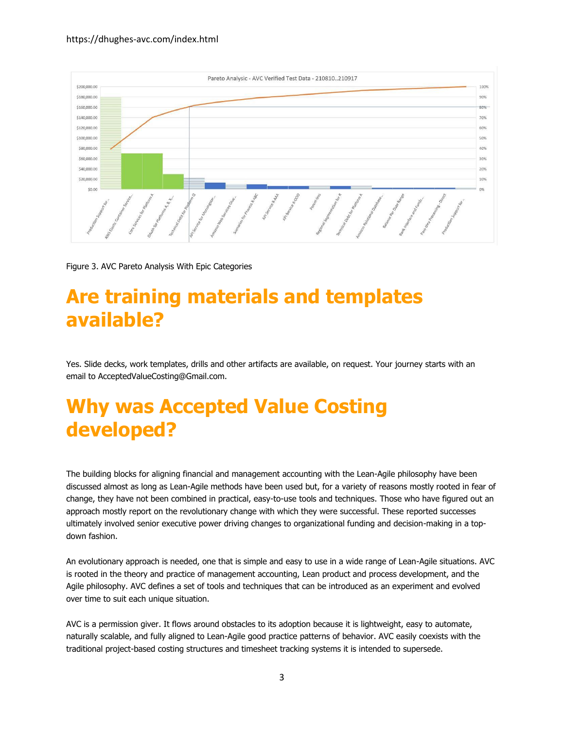https://dhughes-avc.com/index.html

Figure 3. AVC Pareto Analysis With Epic Categories

# Are training materials and templates available?

Yes. Slide decks, work templates, drills and other artifacts are available, on request. Your journey starts with an email to AcceptedValueCosting@Gmail.com.

# Why was Accepted Value Costing developed?

The building blocks for aligning financial and management accounting with the Lean-Agile philosophy have been discussed almost as long as Lean-Agile methods have been used but, for a variety of reasons mostly rooted in fear of change, they have not been combined in practical, easy-to-use tools and techniques. Those who have figured out an approach mostly report on the revolutionary change with which they were successful. These reported successes ultimately involved senior executive power driving changes to organizational funding and decision-making in a top-down fashion.

An evolutionary approach is needed, one that is simple and easy to use in a wide range of Lean-Agile situations. AVC is rooted in the theory and practice of management accounting, Lean product and process development, and the Agile philosophy. AVC defines a set of tools and techniques that can be introduced as an experiment and evolved over time to suit each unique situation.

AVC is a permission giver. It flows around obstacles to its adoption because it is lightweight, easy to automate, naturally scalable, and fully aligned to Lean-Agile good practice patterns of behavior. AVC easily coexists with the traditional project-based costing structures and timesheet tracking systems it is intended to supersede.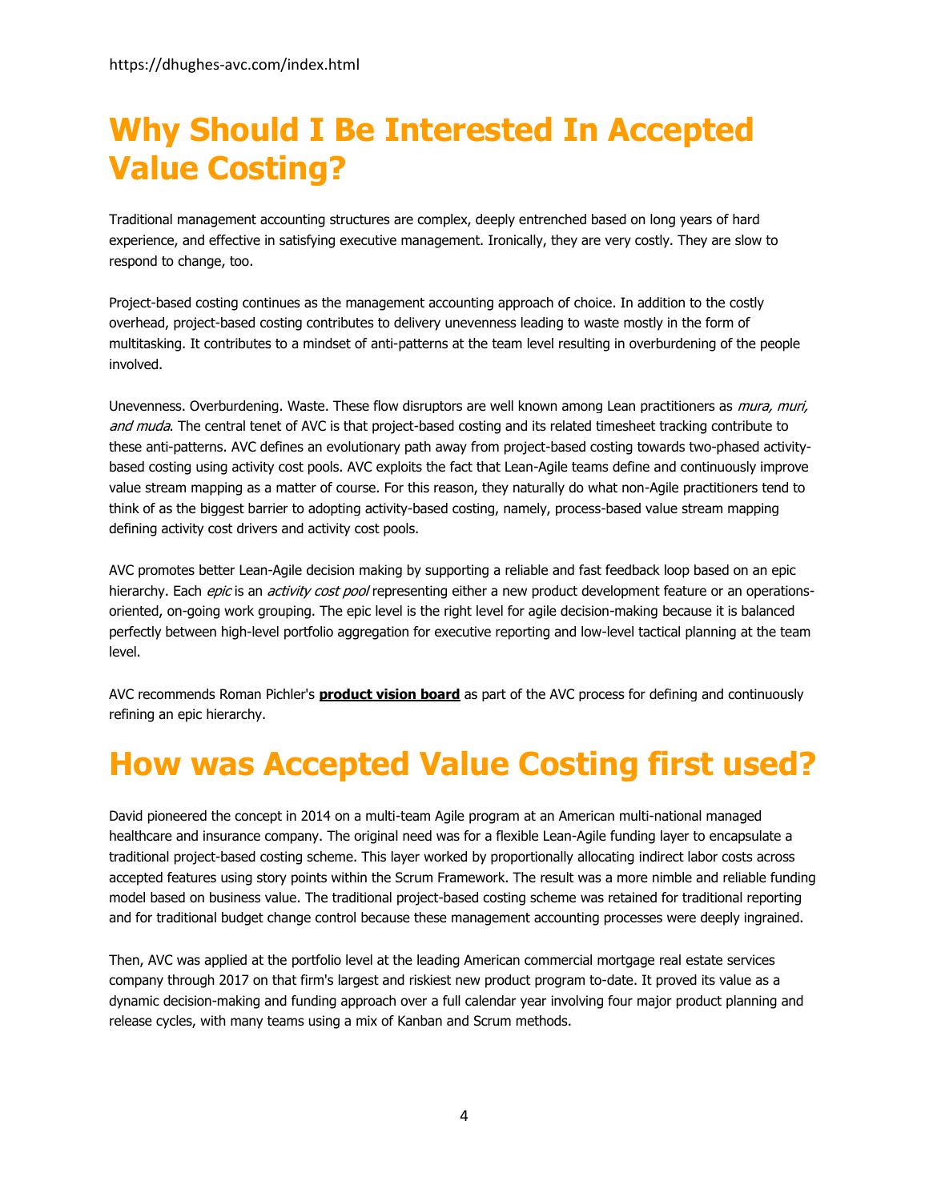https://dhughes-avc.com/index.html

# Why Should I Be Interested In Accepted Value Costing?

Traditional management accounting structures are complex, deeply entrenched based on long years of hard experience, and effective in satisfying executive management. Ironically, they are very costly. They are slow to respond to change, too.

Project-based costing continues as the management accounting approach of choice. In addition to the costly overhead, project-based costing contributes to delivery unevenness leading to waste mostly in the form of multitasking. It contributes to a mindset of anti-patterns at the team level resulting in overburdening of the people involved.

Unevenness. Overburdening. Waste. These flow disruptors are well known among Lean practitioners as *mura, muri, and muda*. The central tenet of AVC is that project-based costing and its related timesheet tracking contribute to these anti-patterns. AVC defines an evolutionary path away from project-based costing towards two-phased activity-based costing using activity cost pools. AVC exploits the fact that Lean-Agile teams define and continuously improve value stream mapping as a matter of course. For this reason, they naturally do what non-Agile practitioners tend to think of as the biggest barrier to adopting activity-based costing, namely, process-based value stream mapping defining activity cost drivers and activity cost pools.

AVC promotes better Lean-Agile decision making by supporting a reliable and fast feedback loop based on an epic hierarchy. Each *epic* is an *activity cost pool* representing either a new product development feature or an operations-oriented, on-going work grouping. The epic level is the right level for agile decision-making because it is balanced perfectly between high-level portfolio aggregation for executive reporting and low-level tactical planning at the team level.

AVC recommends Roman Pichler's **product vision board** as part of the AVC process for defining and continuously refining an epic hierarchy.

# How was Accepted Value Costing first used?

David pioneered the concept in 2014 on a multi-team Agile program at an American multi-national managed healthcare and insurance company. The original need was for a flexible Lean-Agile funding layer to encapsulate a traditional project-based costing scheme. This layer worked by proportionally allocating indirect labor costs across accepted features using story points within the Scrum Framework. The result was a more nimble and reliable funding model based on business value. The traditional project-based costing scheme was retained for traditional reporting and for traditional budget change control because these management accounting processes were deeply ingrained.

Then, AVC was applied at the portfolio level at the leading American commercial mortgage real estate services company through 2017 on that firm's largest and riskiest new product program to-date. It proved its value as a dynamic decision-making and funding approach over a full calendar year involving four major product planning and release cycles, with many teams using a mix of Kanban and Scrum methods.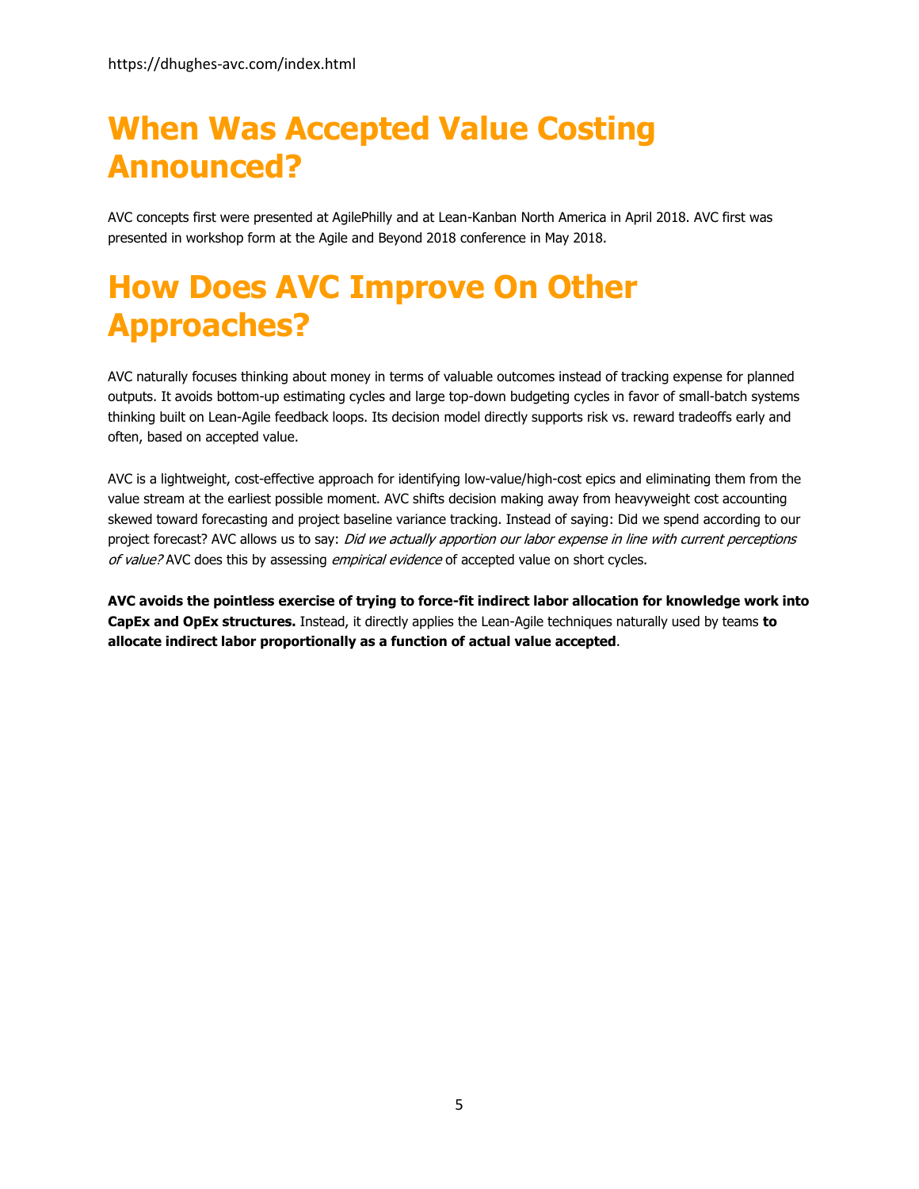https://dhughes-avc.com/index.html

# When Was Accepted Value Costing Announced?

AVC concepts first were presented at AgilePhilly and at Lean-Kanban North America in April 2018. AVC first was presented in workshop form at the Agile and Beyond 2018 conference in May 2018.

# How Does AVC Improve On Other Approaches?

AVC naturally focuses thinking about money in terms of valuable outcomes instead of tracking expense for planned outputs. It avoids bottom-up estimating cycles and large top-down budgeting cycles in favor of small-batch systems thinking built on Lean-Agile feedback loops. Its decision model directly supports risk vs. reward tradeoffs early and often, based on accepted value.

AVC is a lightweight, cost-effective approach for identifying low-value/high-cost epics and eliminating them from the value stream at the earliest possible moment. AVC shifts decision making away from heavyweight cost accounting skewed toward forecasting and project baseline variance tracking. Instead of saying: Did we spend according to our project forecast? AVC allows us to say: *Did we actually apportion our labor expense in line with current perceptions of value?* AVC does this by assessing *empirical evidence* of accepted value on short cycles.

**AVC avoids the pointless exercise of trying to force-fit indirect labor allocation for knowledge work into CapEx and OpEx structures.** Instead, it directly applies the Lean-Agile techniques naturally used by teams **to allocate indirect labor proportionally as a function of actual value accepted**.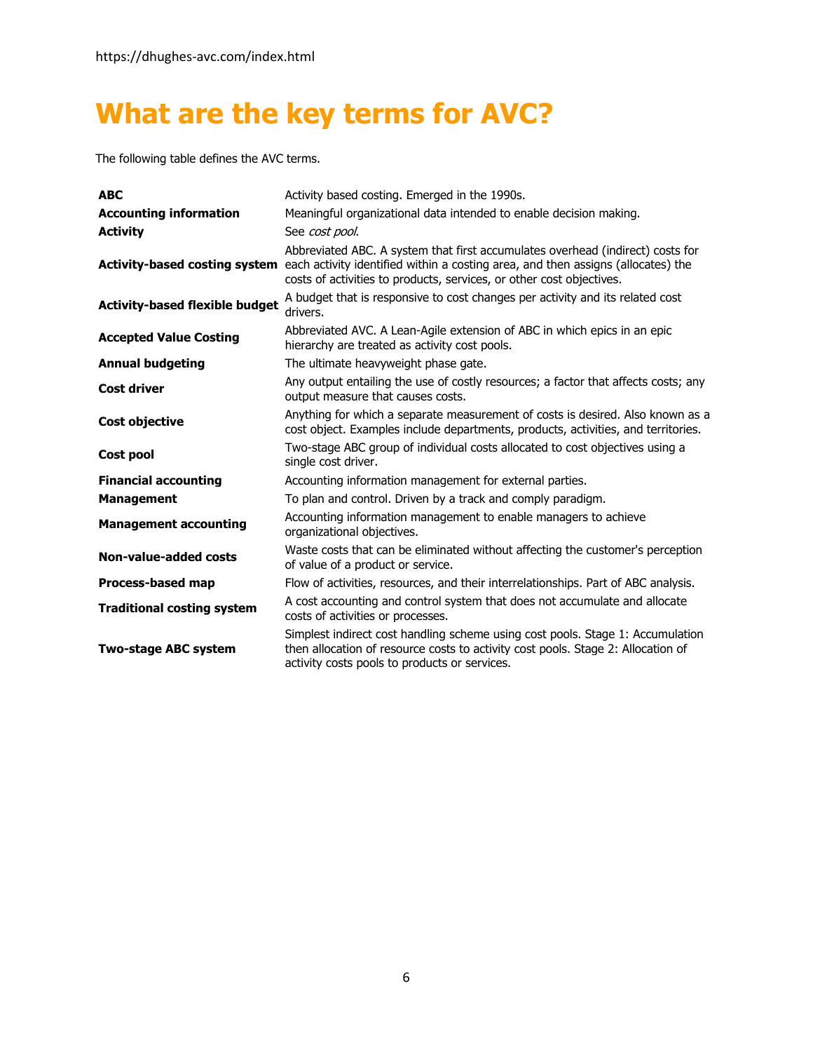https://dhughes-avc.com/index.html

# What are the key terms for AVC?

The following table defines the AVC terms.

| | |
|---|---|
| **ABC** | Activity based costing. Emerged in the 1990s. |
| **Accounting information** | Meaningful organizational data intended to enable decision making. |
| **Activity** | See *cost pool*. |
| **Activity-based costing system** | Abbreviated ABC. A system that first accumulates overhead (indirect) costs for each activity identified within a costing area, and then assigns (allocates) the costs of activities to products, services, or other cost objectives. |
| **Activity-based flexible budget** | A budget that is responsive to cost changes per activity and its related cost drivers. |
| **Accepted Value Costing** | Abbreviated AVC. A Lean-Agile extension of ABC in which epics in an epic hierarchy are treated as activity cost pools. |
| **Annual budgeting** | The ultimate heavyweight phase gate. |
| **Cost driver** | Any output entailing the use of costly resources; a factor that affects costs; any output measure that causes costs. |
| **Cost objective** | Anything for which a separate measurement of costs is desired. Also known as a cost object. Examples include departments, products, activities, and territories. |
| **Cost pool** | Two-stage ABC group of individual costs allocated to cost objectives using a single cost driver. |
| **Financial accounting** | Accounting information management for external parties. |
| **Management** | To plan and control. Driven by a track and comply paradigm. |
| **Management accounting** | Accounting information management to enable managers to achieve organizational objectives. |
| **Non-value-added costs** | Waste costs that can be eliminated without affecting the customer's perception of value of a product or service. |
| **Process-based map** | Flow of activities, resources, and their interrelationships. Part of ABC analysis. |
| **Traditional costing system** | A cost accounting and control system that does not accumulate and allocate costs of activities or processes. |
| **Two-stage ABC system** | Simplest indirect cost handling scheme using cost pools. Stage 1: Accumulation then allocation of resource costs to activity cost pools. Stage 2: Allocation of activity costs pools to products or services. |